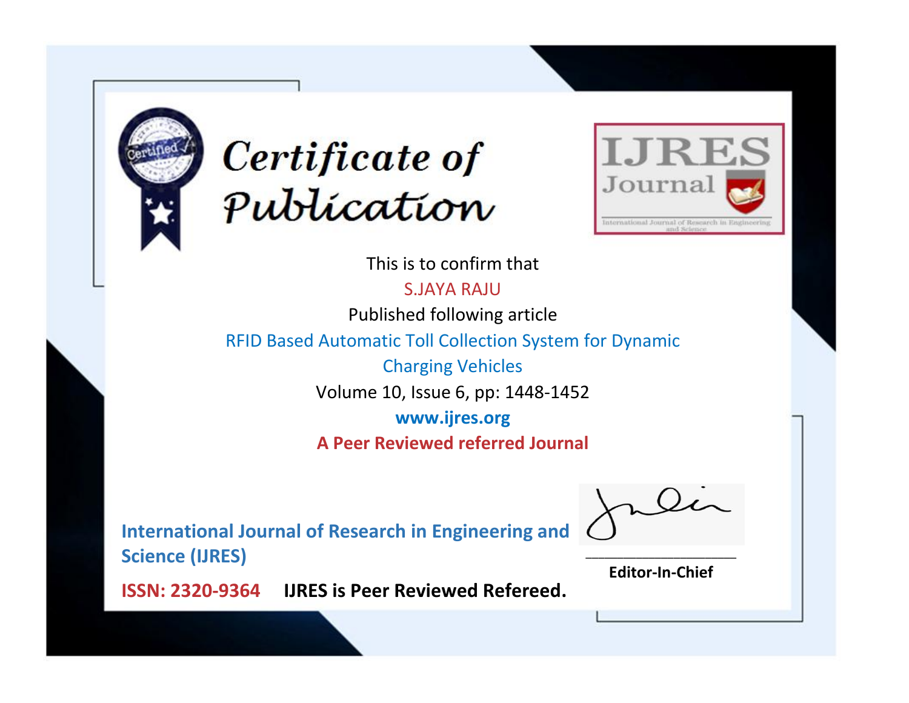# Certificate of Publication

IJRES Journal

International Journal of Research in Engineering and Science

This is to confirm that

S.JAYA RAJU

Published following article

RFID Based Automatic Toll Collection System for Dynamic Charging Vehicles

Volume 10, Issue 6, pp: 1448-1452

**www.ijres.org**

**A Peer Reviewed referred Journal**

**International Journal of Research in Engineering and Science (IJRES)**

**ISSN: 2320-9364** **IJRES is Peer Reviewed Refereed.**

**Editor-In-Chief**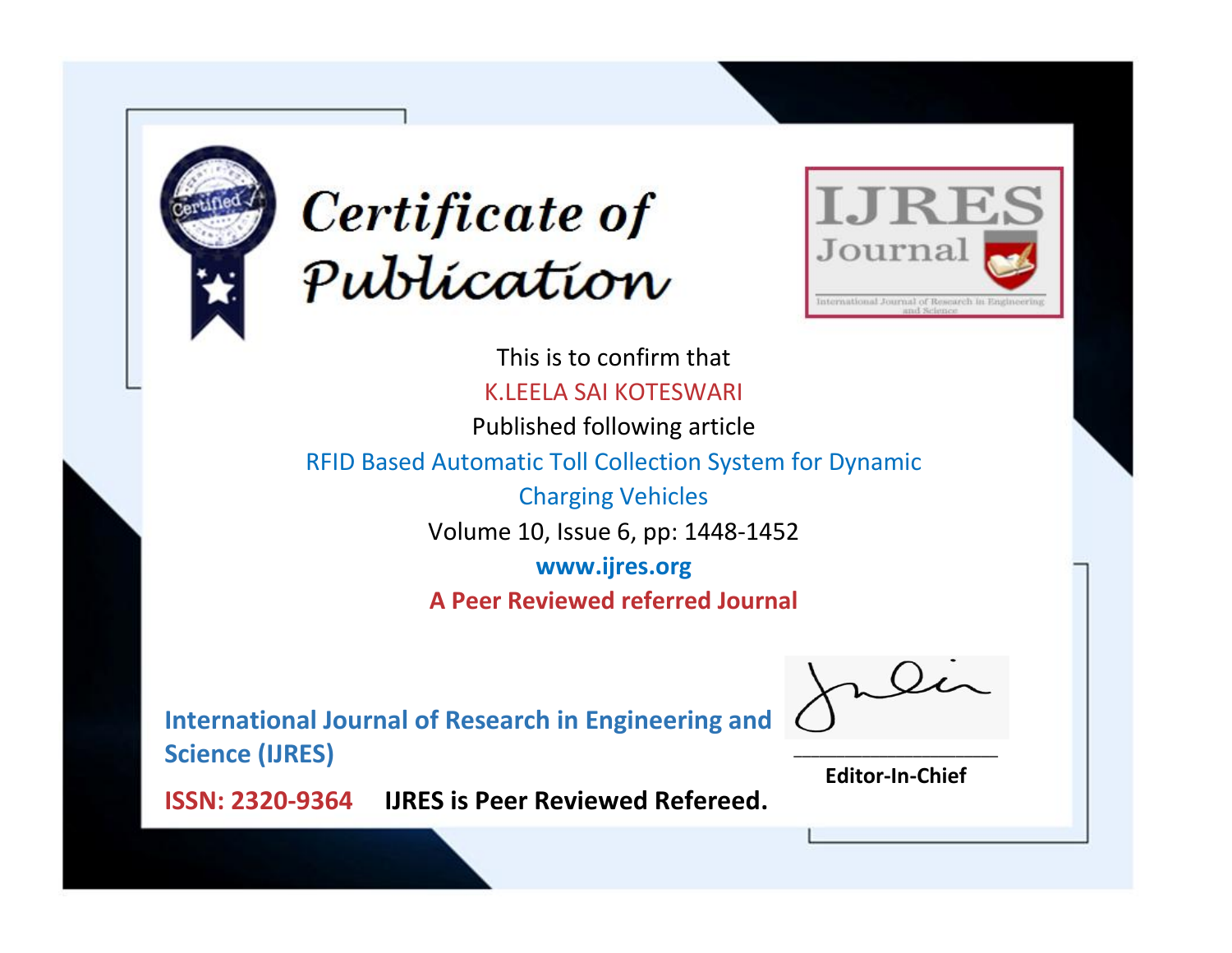# Certificate of Publication

IJRES Journal

International Journal of Research in Engineering and Science

This is to confirm that

K.LEELA SAI KOTESWARI

Published following article

RFID Based Automatic Toll Collection System for Dynamic Charging Vehicles

Volume 10, Issue 6, pp: 1448-1452

**www.ijres.org**

**A Peer Reviewed referred Journal**

**International Journal of Research in Engineering and Science (IJRES)**

**ISSN: 2320-9364** **IJRES is Peer Reviewed Refereed.**

**Editor-In-Chief**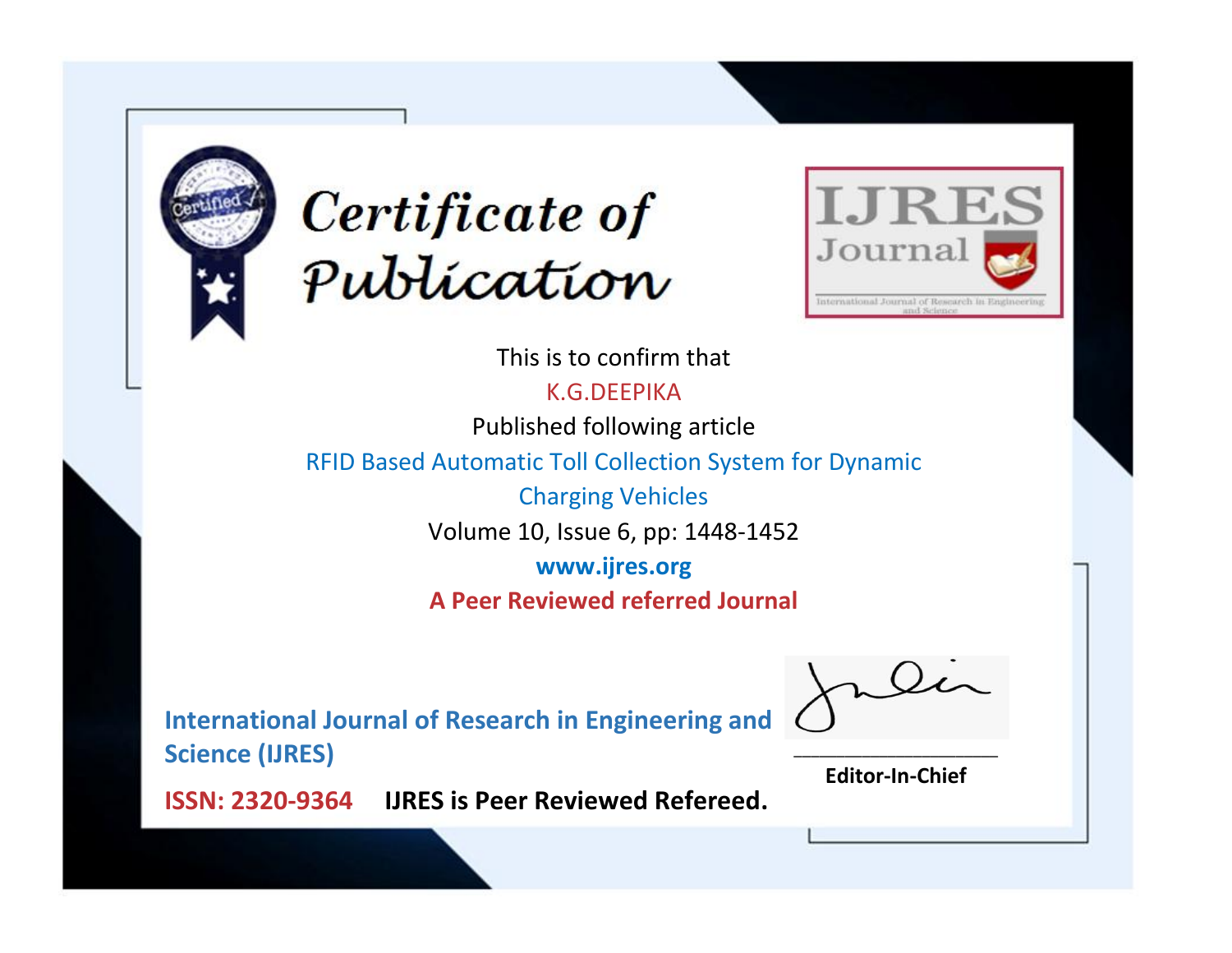# Certificate of Publication

IJRES Journal

International Journal of Research in Engineering and Science

This is to confirm that

K.G.DEEPIKA

Published following article

RFID Based Automatic Toll Collection System for Dynamic Charging Vehicles

Volume 10, Issue 6, pp: 1448-1452

**www.ijres.org**

**A Peer Reviewed referred Journal**

**International Journal of Research in Engineering and Science (IJRES)**

**ISSN: 2320-9364** **IJRES is Peer Reviewed Refereed.**

**Editor-In-Chief**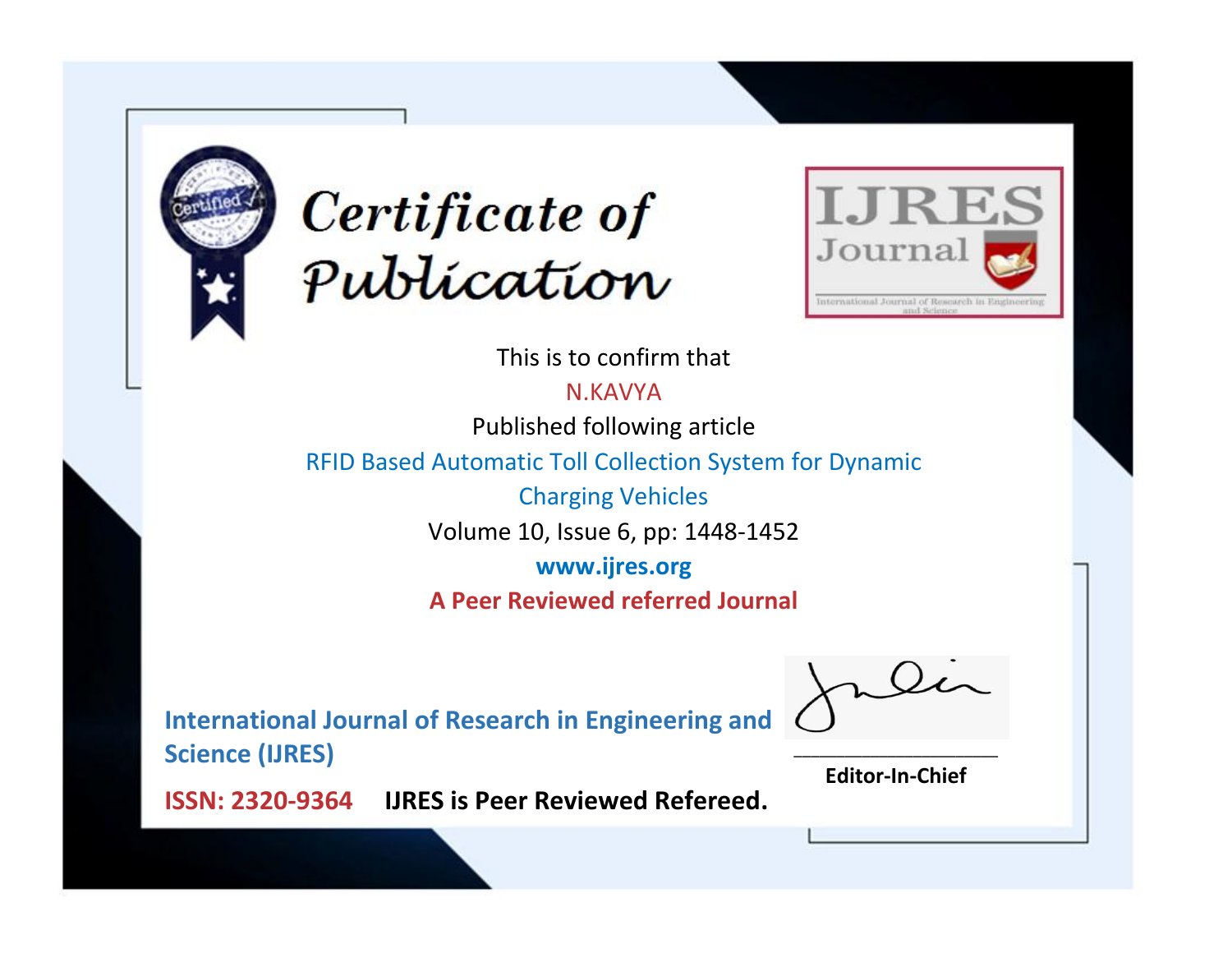# Certificate of Publication

IJRES Journal

International Journal of Research in Engineering and Science

This is to confirm that

N.KAVYA

Published following article

RFID Based Automatic Toll Collection System for Dynamic Charging Vehicles

Volume 10, Issue 6, pp: 1448-1452

www.ijres.org

**A Peer Reviewed referred Journal**

**International Journal of Research in Engineering and Science (IJRES)**

**ISSN: 2320-9364** **IJRES is Peer Reviewed Refereed.**

**Editor-In-Chief**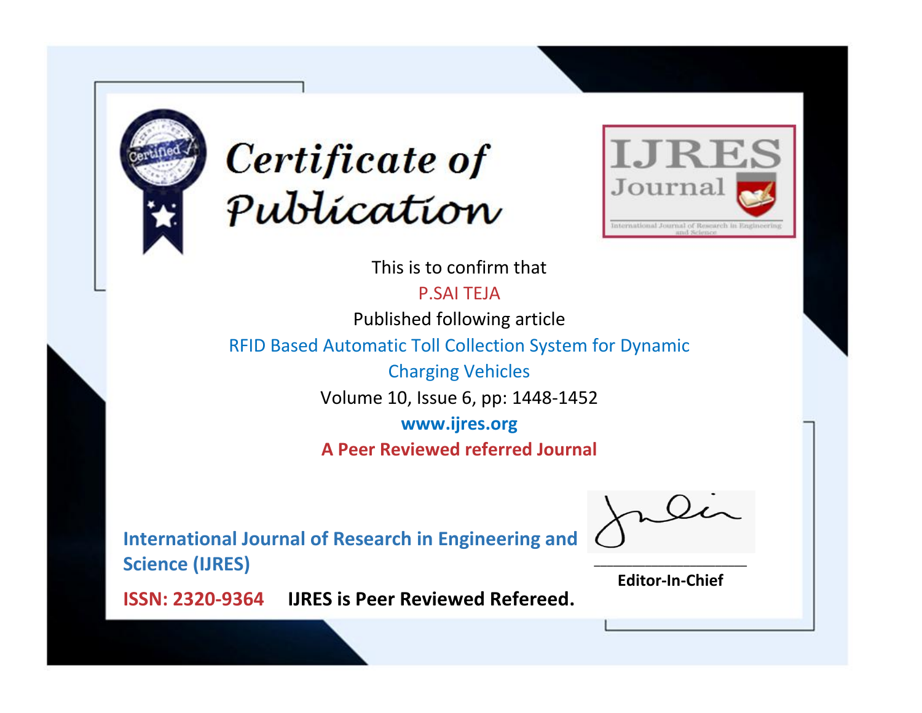# Certificate of Publication

IJRES Journal

International Journal of Research in Engineering and Science

This is to confirm that

P.SAI TEJA

Published following article

RFID Based Automatic Toll Collection System for Dynamic Charging Vehicles

Volume 10, Issue 6, pp: 1448-1452

**www.ijres.org**

**A Peer Reviewed referred Journal**

**International Journal of Research in Engineering and Science (IJRES)**

**ISSN: 2320-9364** **IJRES is Peer Reviewed Refereed.**

**Editor-In-Chief**